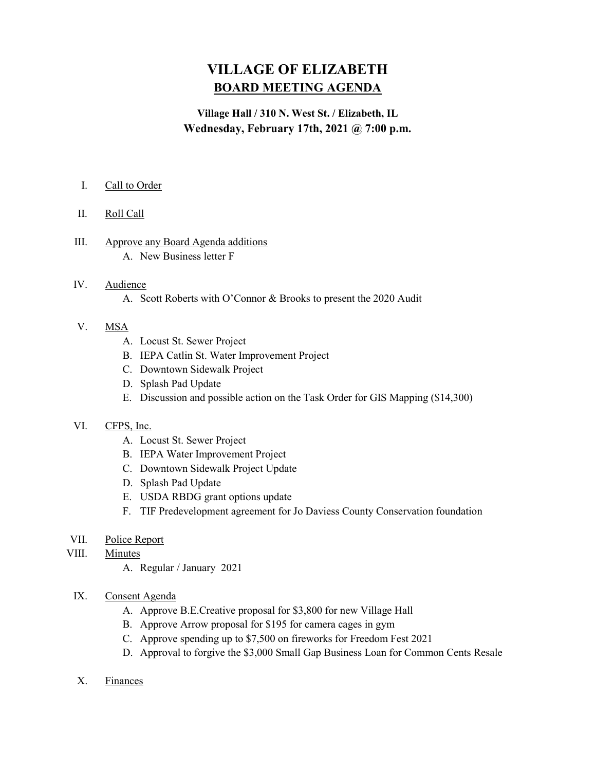# VILLAGE OF ELIZABETH

## BOARD MEETING AGENDA

**Village Hall / 310 N. West St. / Elizabeth, IL**
**Wednesday, February 17th, 2021 @ 7:00 p.m.**

I. Call to Order

II. Roll Call

III. Approve any Board Agenda additions
   A. New Business letter F

IV. Audience
   A. Scott Roberts with O'Connor & Brooks to present the 2020 Audit

V. MSA
   A. Locust St. Sewer Project
   B. IEPA Catlin St. Water Improvement Project
   C. Downtown Sidewalk Project
   D. Splash Pad Update
   E. Discussion and possible action on the Task Order for GIS Mapping ($14,300)

VI. CFPS, Inc.
   A. Locust St. Sewer Project
   B. IEPA Water Improvement Project
   C. Downtown Sidewalk Project Update
   D. Splash Pad Update
   E. USDA RBDG grant options update
   F. TIF Predevelopment agreement for Jo Daviess County Conservation foundation

VII. Police Report

VIII. Minutes
   A. Regular / January 2021

IX. Consent Agenda
   A. Approve B.E.Creative proposal for $3,800 for new Village Hall
   B. Approve Arrow proposal for $195 for camera cages in gym
   C. Approve spending up to $7,500 on fireworks for Freedom Fest 2021
   D. Approval to forgive the $3,000 Small Gap Business Loan for Common Cents Resale

X. Finances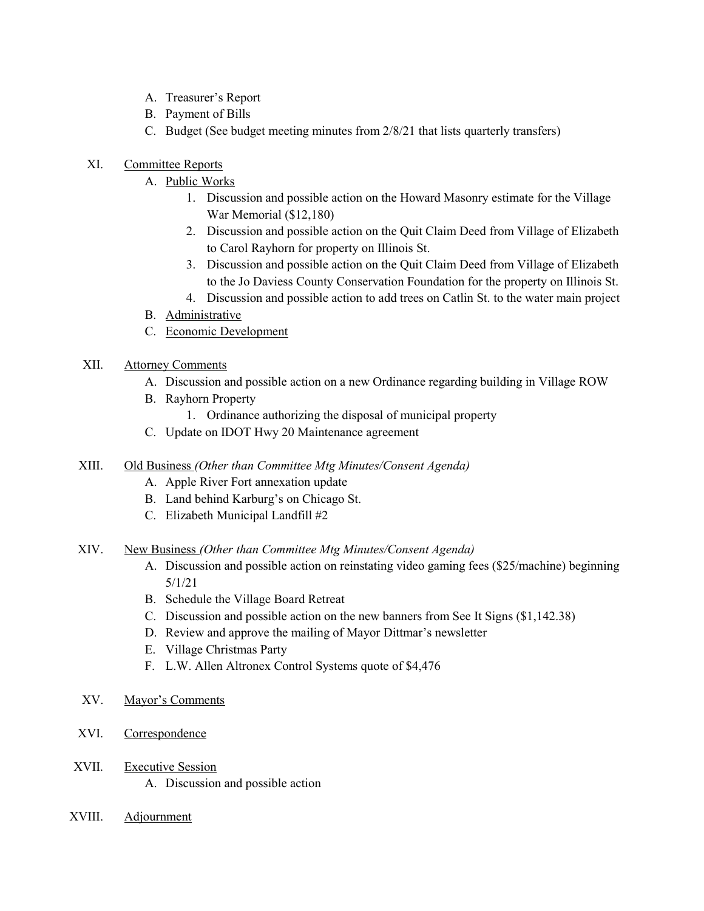A. Treasurer's Report
B. Payment of Bills
C. Budget (See budget meeting minutes from 2/8/21 that lists quarterly transfers)

XI. Committee Reports

A. Public Works
   1. Discussion and possible action on the Howard Masonry estimate for the Village War Memorial ($12,180)
   2. Discussion and possible action on the Quit Claim Deed from Village of Elizabeth to Carol Rayhorn for property on Illinois St.
   3. Discussion and possible action on the Quit Claim Deed from Village of Elizabeth to the Jo Daviess County Conservation Foundation for the property on Illinois St.
   4. Discussion and possible action to add trees on Catlin St. to the water main project

B. Administrative

C. Economic Development

XII. Attorney Comments

A. Discussion and possible action on a new Ordinance regarding building in Village ROW
B. Rayhorn Property
   1. Ordinance authorizing the disposal of municipal property
C. Update on IDOT Hwy 20 Maintenance agreement

XIII. Old Business *(Other than Committee Mtg Minutes/Consent Agenda)*

A. Apple River Fort annexation update
B. Land behind Karburg's on Chicago St.
C. Elizabeth Municipal Landfill #2

XIV. New Business *(Other than Committee Mtg Minutes/Consent Agenda)*

A. Discussion and possible action on reinstating video gaming fees ($25/machine) beginning 5/1/21
B. Schedule the Village Board Retreat
C. Discussion and possible action on the new banners from See It Signs ($1,142.38)
D. Review and approve the mailing of Mayor Dittmar's newsletter
E. Village Christmas Party
F. L.W. Allen Altronex Control Systems quote of $4,476

XV. Mayor's Comments

XVI. Correspondence

XVII. Executive Session

A. Discussion and possible action

XVIII. Adjournment